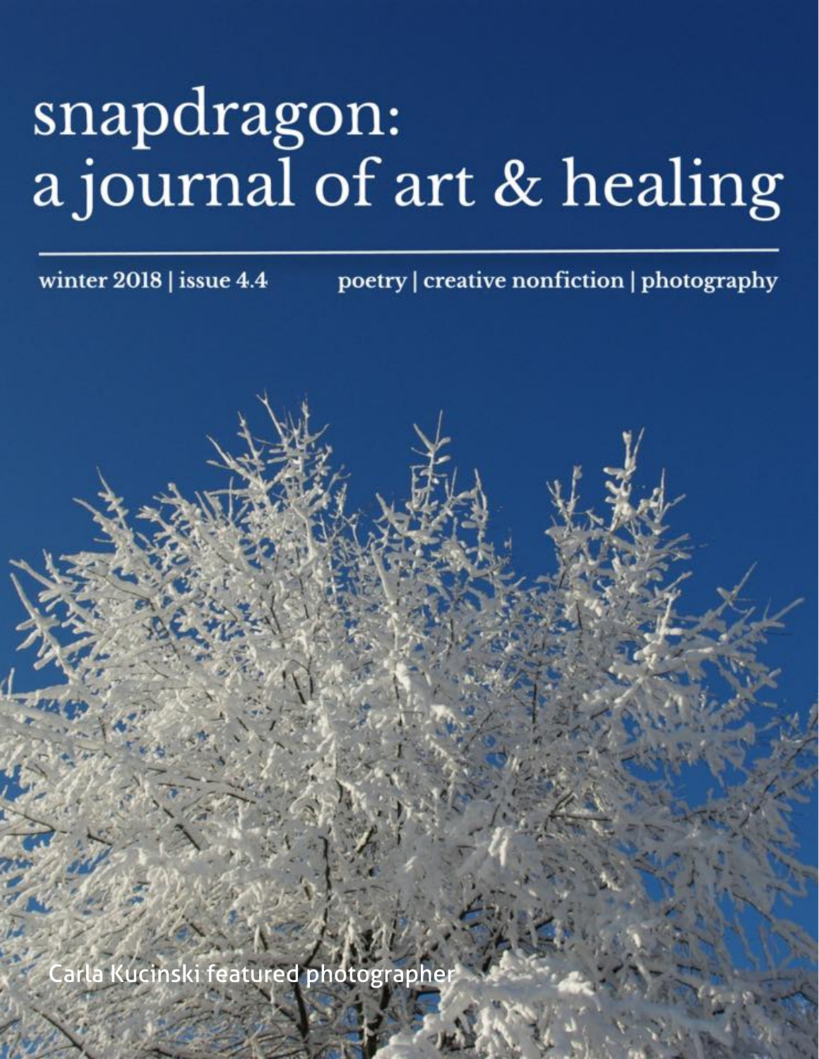# snapdragon: a journal of art & healing

winter 2018 | issue 4.4

poetry | creative nonfiction | photography

Carla Kucinski featured photographer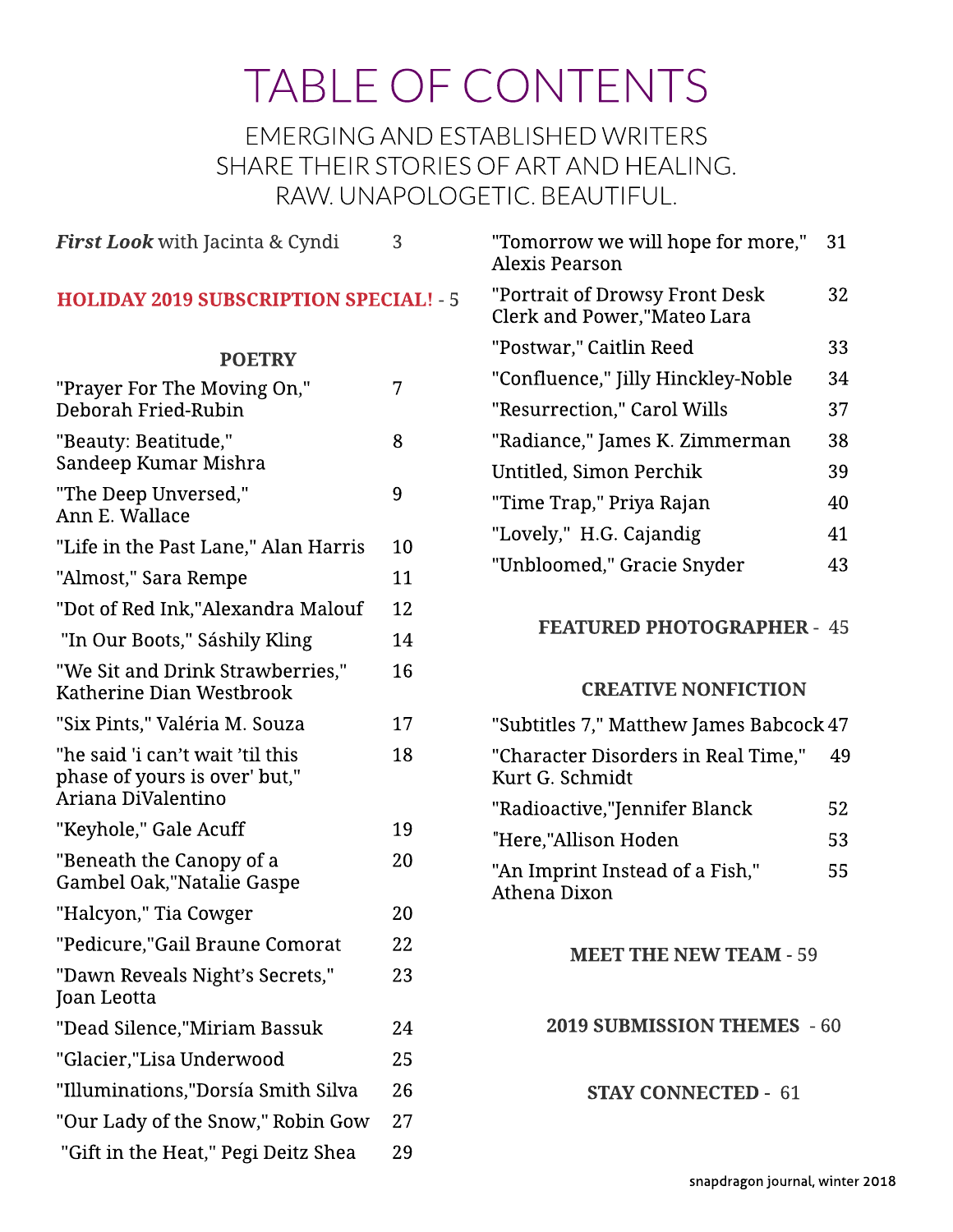# TABLE OF CONTENTS

EMERGING AND ESTABLISHED WRITERS SHARE THEIR STORIES OF ART AND HEALING. RAW. UNAPOLOGETIC. BEAUTIFUL.

***First Look*** with Jacinta & Cyndi — 3

**HOLIDAY 2019 SUBSCRIPTION SPECIAL!** - 5

## POETRY

"Prayer For The Moving On," Deborah Fried-Rubin — 7

"Beauty: Beatitude," Sandeep Kumar Mishra — 8

"The Deep Unversed," Ann E. Wallace — 9

"Life in the Past Lane," Alan Harris — 10

"Almost," Sara Rempe — 11

"Dot of Red Ink,"Alexandra Malouf — 12

"In Our Boots," Sáshily Kling — 14

"We Sit and Drink Strawberries," Katherine Dian Westbrook — 16

"Six Pints," Valéria M. Souza — 17

"he said 'i can't wait 'til this phase of yours is over' but," Ariana DiValentino — 18

"Keyhole," Gale Acuff — 19

"Beneath the Canopy of a Gambel Oak,"Natalie Gaspe — 20

"Halcyon," Tia Cowger — 20

"Pedicure,"Gail Braune Comorat — 22

"Dawn Reveals Night's Secrets," Joan Leotta — 23

"Dead Silence,"Miriam Bassuk — 24

"Glacier,"Lisa Underwood — 25

"Illuminations,"Dorsía Smith Silva — 26

"Our Lady of the Snow," Robin Gow — 27

"Gift in the Heat," Pegi Deitz Shea — 29

"Tomorrow we will hope for more," Alexis Pearson — 31

"Portrait of Drowsy Front Desk Clerk and Power,"Mateo Lara — 32

"Postwar," Caitlin Reed — 33

"Confluence," Jilly Hinckley-Noble — 34

"Resurrection," Carol Wills — 37

"Radiance," James K. Zimmerman — 38

Untitled, Simon Perchik — 39

"Time Trap," Priya Rajan — 40

"Lovely," H.G. Cajandig — 41

"Unbloomed," Gracie Snyder — 43

## FEATURED PHOTOGRAPHER - 45

## CREATIVE NONFICTION

"Subtitles 7," Matthew James Babcock — 47

"Character Disorders in Real Time," Kurt G. Schmidt — 49

"Radioactive,"Jennifer Blanck — 52

"Here,"Allison Hoden — 53

"An Imprint Instead of a Fish," Athena Dixon — 55

## MEET THE NEW TEAM - 59

## 2019 SUBMISSION THEMES - 60

## STAY CONNECTED - 61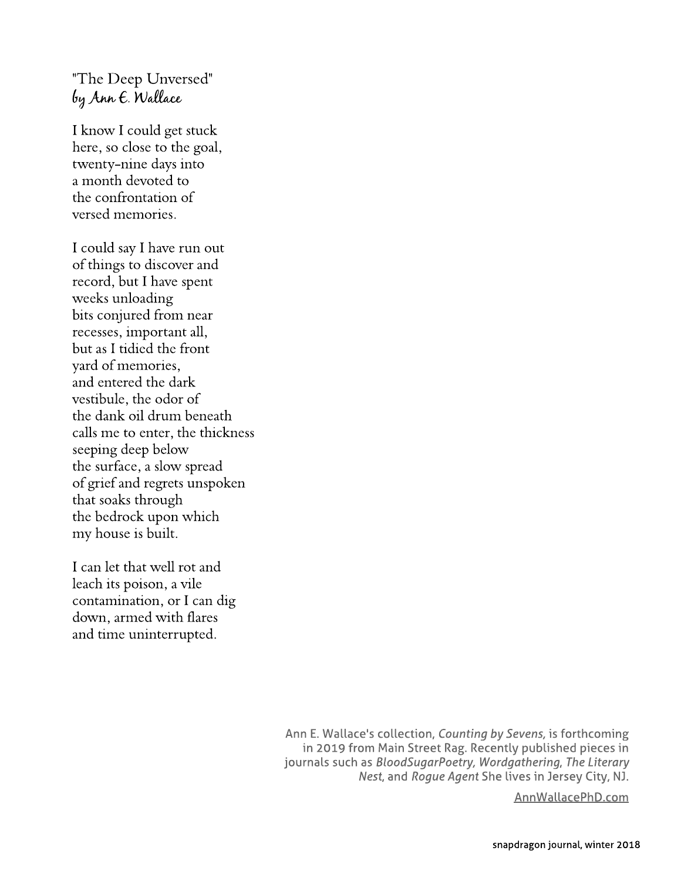"The Deep Unversed"
*by Ann E. Wallace*

I know I could get stuck  
here, so close to the goal,  
twenty-nine days into  
a month devoted to  
the confrontation of  
versed memories.

I could say I have run out  
of things to discover and  
record, but I have spent  
weeks unloading  
bits conjured from near  
recesses, important all,  
but as I tidied the front  
yard of memories,  
and entered the dark  
vestibule, the odor of  
the dank oil drum beneath  
calls me to enter, the thickness  
seeping deep below  
the surface, a slow spread  
of grief and regrets unspoken  
that soaks through  
the bedrock upon which  
my house is built.

I can let that well rot and  
leach its poison, a vile  
contamination, or I can dig  
down, armed with flares  
and time uninterrupted.

Ann E. Wallace's collection, *Counting by Sevens,* is forthcoming in 2019 from Main Street Rag. Recently published pieces in journals such as *BloodSugarPoetry, Wordgathering, The Literary Nest,* and *Rogue Agent* She lives in Jersey City, NJ.

AnnWallacePhD.com